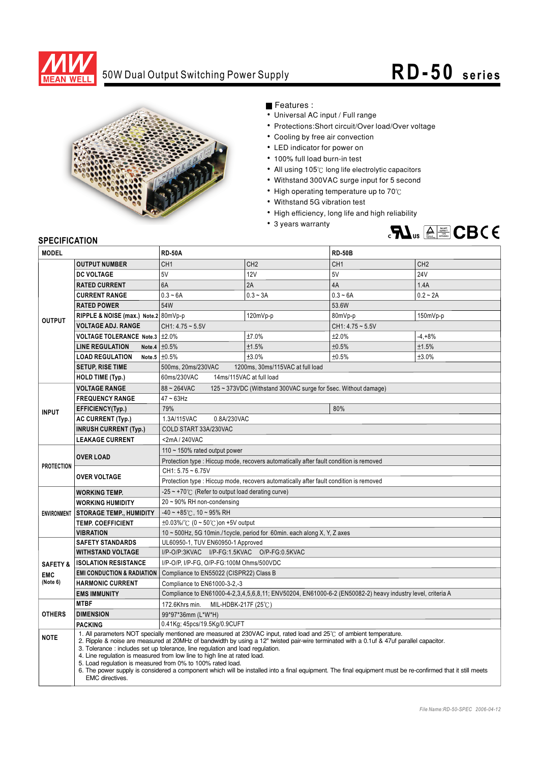# MEAN WELL

## 50W Dual Output Switching Power Supply

# RD-50 series

■ Features :

- Universal AC input / Full range
- Protections:Short circuit/Over load/Over voltage
- Cooling by free air convection
- LED indicator for power on
- 100% full load burn-in test
- All using 105℃ long life electrolytic capacitors
- Withstand 300VAC surge input for 5 second
- High operating temperature up to 70℃
- Withstand 5G vibration test
- High efficiency, long life and high reliability
- 3 years warranty

## SPECIFICATION

| MODEL | | RD-50A | | RD-50B | |
|---|---|---|---|---|---|
| OUTPUT | OUTPUT NUMBER | CH1 | CH2 | CH1 | CH2 |
| | DC VOLTAGE | 5V | 12V | 5V | 24V |
| | RATED CURRENT | 6A | 2A | 4A | 1.4A |
| | CURRENT RANGE | 0.3 ~ 6A | 0.3 ~ 3A | 0.3 ~ 6A | 0.2 ~ 2A |
| | RATED POWER | 54W | | 53.6W | |
| | RIPPLE & NOISE (max.) Note.2 | 80mVp-p | 120mVp-p | 80mVp-p | 150mVp-p |
| | VOLTAGE ADJ. RANGE | CH1: 4.75 ~ 5.5V | | CH1: 4.75 ~ 5.5V | |
| | VOLTAGE TOLERANCE Note.3 | ±2.0% | ±7.0% | ±2.0% | -4,+8% |
| | LINE REGULATION Note.4 | ±0.5% | ±1.5% | ±0.5% | ±1.5% |
| | LOAD REGULATION Note.5 | ±0.5% | ±3.0% | ±0.5% | ±3.0% |
| | SETUP, RISE TIME | 500ms, 20ms/230VAC 1200ms, 30ms/115VAC at full load | | | |
| | HOLD TIME (Typ.) | 60ms/230VAC 14ms/115VAC at full load | | | |
| INPUT | VOLTAGE RANGE | 88 ~ 264VAC 125 ~ 373VDC (Withstand 300VAC surge for 5sec. Without damage) | | | |
| | FREQUENCY RANGE | 47 ~ 63Hz | | | |
| | EFFICIENCY(Typ.) | 79% | | 80% | |
| | AC CURRENT (Typ.) | 1.3A/115VAC 0.8A/230VAC | | | |
| | INRUSH CURRENT (Typ.) | COLD START 33A/230VAC | | | |
| | LEAKAGE CURRENT | <2mA / 240VAC | | | |
| PROTECTION | OVER LOAD | 110 ~ 150% rated output power | | | |
| | | Protection type : Hiccup mode, recovers automatically after fault condition is removed | | | |
| | OVER VOLTAGE | CH1: 5.75 ~ 6.75V | | | |
| | | Protection type : Hiccup mode, recovers automatically after fault condition is removed | | | |
| ENVIRONMENT | WORKING TEMP. | -25 ~ +70℃ (Refer to output load derating curve) | | | |
| | WORKING HUMIDITY | 20 ~ 90% RH non-condensing | | | |
| | STORAGE TEMP., HUMIDITY | -40 ~ +85℃, 10 ~ 95% RH | | | |
| | TEMP. COEFFICIENT | ±0.03%/℃ (0 ~ 50℃)on +5V output | | | |
| | VIBRATION | 10 ~ 500Hz, 5G 10min./1cycle, period for 60min. each along X, Y, Z axes | | | |
| SAFETY & EMC (Note 6) | SAFETY STANDARDS | UL60950-1, TUV EN60950-1 Approved | | | |
| | WITHSTAND VOLTAGE | I/P-O/P:3KVAC I/P-FG:1.5KVAC O/P-FG:0.5KVAC | | | |
| | ISOLATION RESISTANCE | I/P-O/P, I/P-FG, O/P-FG:100M Ohms/500VDC | | | |
| | EMI CONDUCTION & RADIATION | Compliance to EN55022 (CISPR22) Class B | | | |
| | HARMONIC CURRENT | Compliance to EN61000-3-2,-3 | | | |
| | EMS IMMUNITY | Compliance to EN61000-4-2,3,4,5,6,8,11; ENV50204, EN61000-6-2 (EN50082-2) heavy industry level, criteria A | | | |
| OTHERS | MTBF | 172.6Khrs min. MIL-HDBK-217F (25℃) | | | |
| | DIMENSION | 99*97*36mm (L*W*H) | | | |
| | PACKING | 0.41Kg; 45pcs/19.5Kg/0.9CUFT | | | |

**NOTE**

1. All parameters NOT specially mentioned are measured at 230VAC input, rated load and 25℃ of ambient temperature.
2. Ripple & noise are measured at 20MHz of bandwidth by using a 12" twisted pair-wire terminated with a 0.1uf & 47uf parallel capacitor.
3. Tolerance : includes set up tolerance, line regulation and load regulation.
4. Line regulation is measured from low line to high line at rated load.
5. Load regulation is measured from 0% to 100% rated load.
6. The power supply is considered a component which will be installed into a final equipment. The final equipment must be re-confirmed that it still meets EMC directives.

File Name:RD-50-SPEC 2006-04-12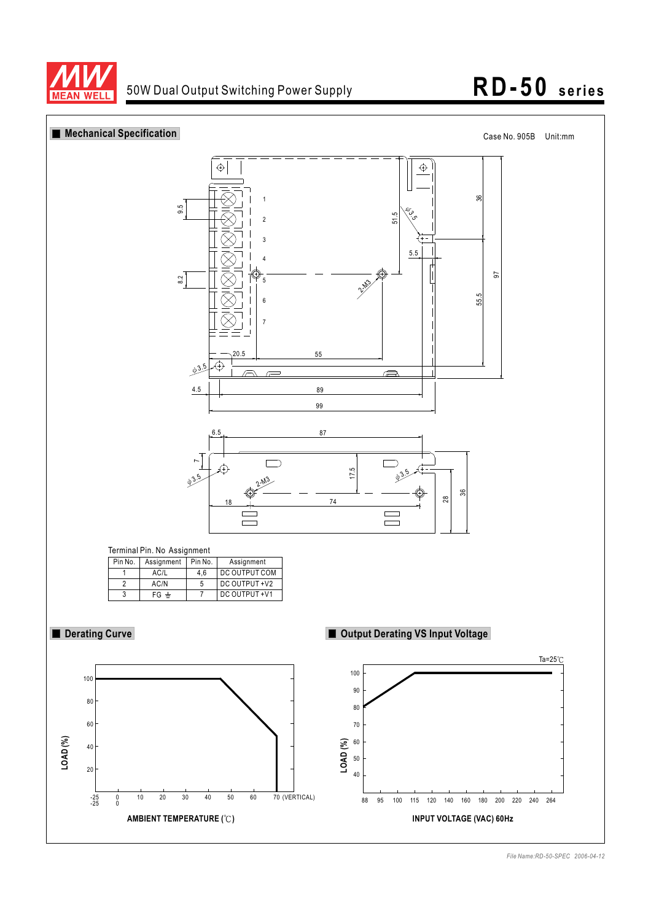# 50W Dual Output Switching Power Supply

# RD-50 series

## Mechanical Specification

Case No. 905B Unit:mm

9.5
8.2
1
2
3
4
5
6
7
51.5
φ3.5
5.5
36
97
55.5
2-M3
20.5
55
φ3.5
4.5
89
99

6.5
87
7
φ3.5
2-M3
17.5
φ3.5
18
74
28
36

Terminal Pin. No Assignment

| Pin No. | Assignment | Pin No. | Assignment |
|---|---|---|---|
| 1 | AC/L | 4,6 | DC OUTPUT COM |
| 2 | AC/N | 5 | DC OUTPUT +V2 |
| 3 | FG ⏚ | 7 | DC OUTPUT +V1 |

## Derating Curve

LOAD (%)
100
80
60
40
20
-25 -25
0 0
10
20
30
40
50
60
70 (VERTICAL)
AMBIENT TEMPERATURE (℃)

## Output Derating VS Input Voltage

Ta=25℃
LOAD (%)
100
90
80
70
60
50
40
88 95 100 115 120 140 160 180 200 220 240 264
INPUT VOLTAGE (VAC) 60Hz

*File Name:RD-50-SPEC 2006-04-12*